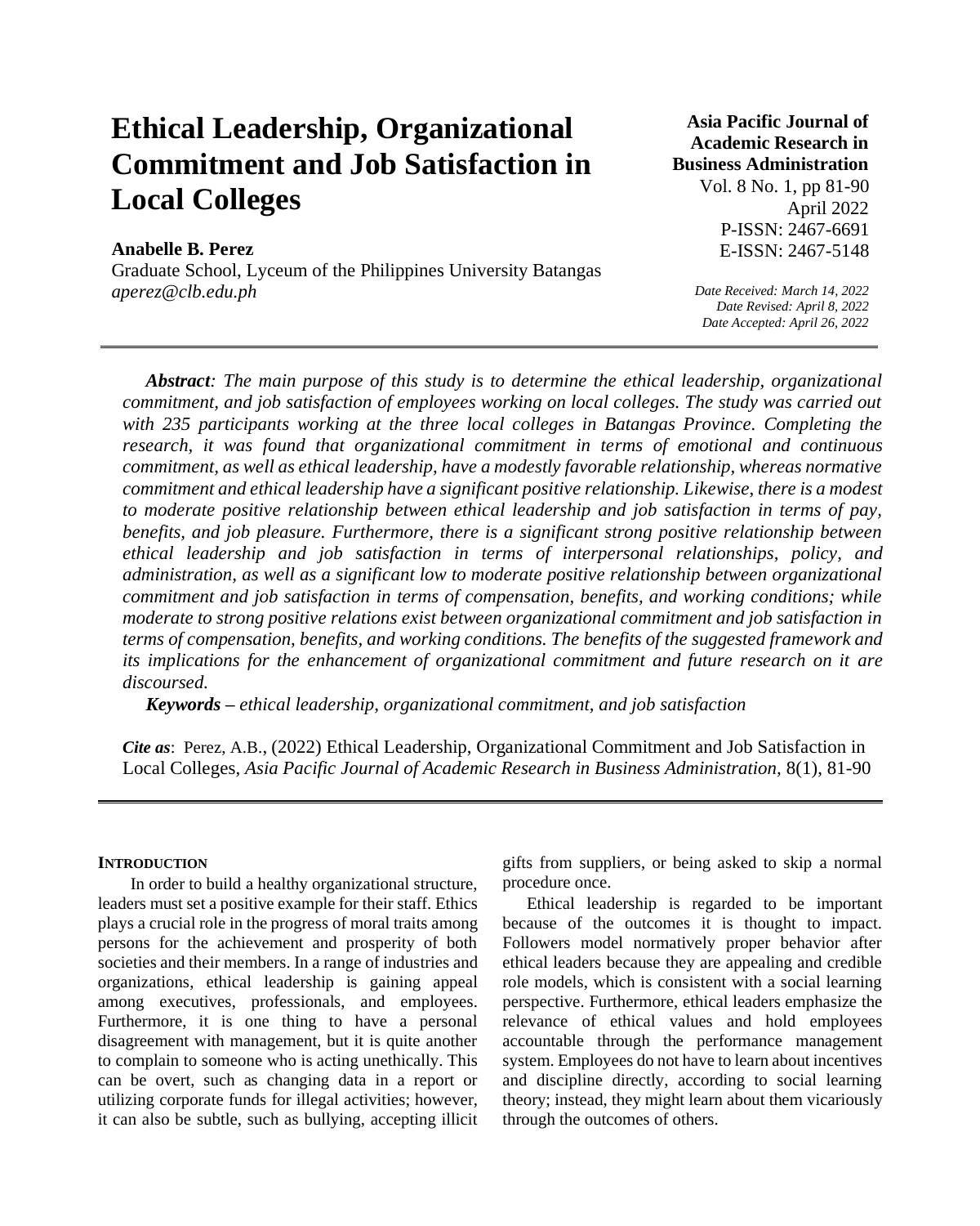# Ethical Leadership, Organizational Commitment and Job Satisfaction in Local Colleges

**Anabelle B. Perez**
Graduate School, Lyceum of the Philippines University Batangas
*aperez@clb.edu.ph*

**Asia Pacific Journal of Academic Research in Business Administration**
Vol. 8 No. 1, pp 81-90
April 2022
P-ISSN: 2467-6691
E-ISSN: 2467-5148

*Date Received: March 14, 2022*
*Date Revised: April 8, 2022*
*Date Accepted: April 26, 2022*

***Abstract**: The main purpose of this study is to determine the ethical leadership, organizational commitment, and job satisfaction of employees working on local colleges. The study was carried out with 235 participants working at the three local colleges in Batangas Province. Completing the research, it was found that organizational commitment in terms of emotional and continuous commitment, as well as ethical leadership, have a modestly favorable relationship, whereas normative commitment and ethical leadership have a significant positive relationship. Likewise, there is a modest to moderate positive relationship between ethical leadership and job satisfaction in terms of pay, benefits, and job pleasure. Furthermore, there is a significant strong positive relationship between ethical leadership and job satisfaction in terms of interpersonal relationships, policy, and administration, as well as a significant low to moderate positive relationship between organizational commitment and job satisfaction in terms of compensation, benefits, and working conditions; while moderate to strong positive relations exist between organizational commitment and job satisfaction in terms of compensation, benefits, and working conditions. The benefits of the suggested framework and its implications for the enhancement of organizational commitment and future research on it are discoursed.*

***Keywords** – ethical leadership, organizational commitment, and job satisfaction*

***Cite as**:* Perez, A.B., (2022) Ethical Leadership, Organizational Commitment and Job Satisfaction in Local Colleges, *Asia Pacific Journal of Academic Research in Business Administration,* 8(1), 81-90

## INTRODUCTION

In order to build a healthy organizational structure, leaders must set a positive example for their staff. Ethics plays a crucial role in the progress of moral traits among persons for the achievement and prosperity of both societies and their members. In a range of industries and organizations, ethical leadership is gaining appeal among executives, professionals, and employees. Furthermore, it is one thing to have a personal disagreement with management, but it is quite another to complain to someone who is acting unethically. This can be overt, such as changing data in a report or utilizing corporate funds for illegal activities; however, it can also be subtle, such as bullying, accepting illicit gifts from suppliers, or being asked to skip a normal procedure once.

Ethical leadership is regarded to be important because of the outcomes it is thought to impact. Followers model normatively proper behavior after ethical leaders because they are appealing and credible role models, which is consistent with a social learning perspective. Furthermore, ethical leaders emphasize the relevance of ethical values and hold employees accountable through the performance management system. Employees do not have to learn about incentives and discipline directly, according to social learning theory; instead, they might learn about them vicariously through the outcomes of others.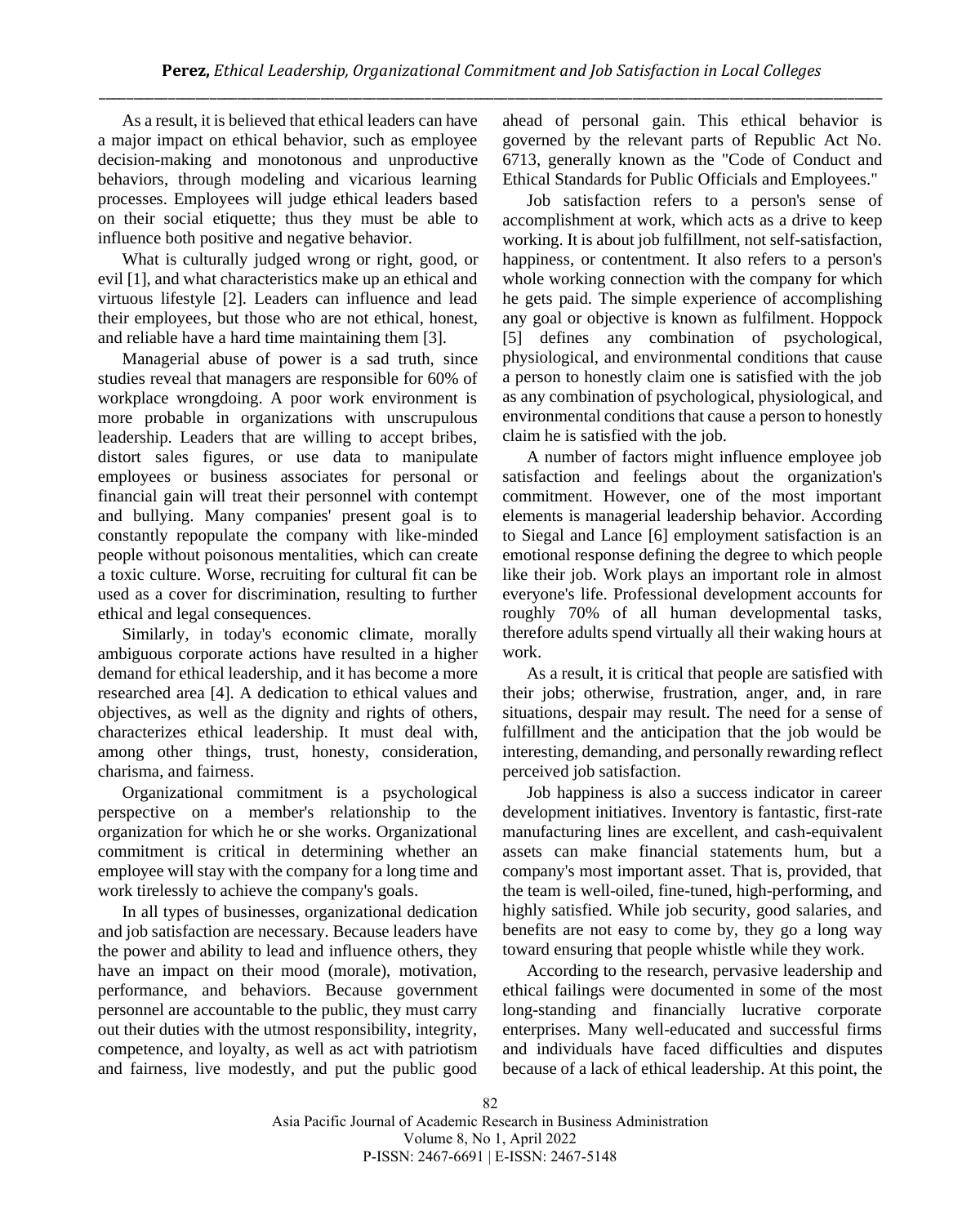As a result, it is believed that ethical leaders can have a major impact on ethical behavior, such as employee decision-making and monotonous and unproductive behaviors, through modeling and vicarious learning processes. Employees will judge ethical leaders based on their social etiquette; thus they must be able to influence both positive and negative behavior.

What is culturally judged wrong or right, good, or evil [1], and what characteristics make up an ethical and virtuous lifestyle [2]. Leaders can influence and lead their employees, but those who are not ethical, honest, and reliable have a hard time maintaining them [3].

Managerial abuse of power is a sad truth, since studies reveal that managers are responsible for 60% of workplace wrongdoing. A poor work environment is more probable in organizations with unscrupulous leadership. Leaders that are willing to accept bribes, distort sales figures, or use data to manipulate employees or business associates for personal or financial gain will treat their personnel with contempt and bullying. Many companies' present goal is to constantly repopulate the company with like-minded people without poisonous mentalities, which can create a toxic culture. Worse, recruiting for cultural fit can be used as a cover for discrimination, resulting to further ethical and legal consequences.

Similarly, in today's economic climate, morally ambiguous corporate actions have resulted in a higher demand for ethical leadership, and it has become a more researched area [4]. A dedication to ethical values and objectives, as well as the dignity and rights of others, characterizes ethical leadership. It must deal with, among other things, trust, honesty, consideration, charisma, and fairness.

Organizational commitment is a psychological perspective on a member's relationship to the organization for which he or she works. Organizational commitment is critical in determining whether an employee will stay with the company for a long time and work tirelessly to achieve the company's goals.

In all types of businesses, organizational dedication and job satisfaction are necessary. Because leaders have the power and ability to lead and influence others, they have an impact on their mood (morale), motivation, performance, and behaviors. Because government personnel are accountable to the public, they must carry out their duties with the utmost responsibility, integrity, competence, and loyalty, as well as act with patriotism and fairness, live modestly, and put the public good ahead of personal gain. This ethical behavior is governed by the relevant parts of Republic Act No. 6713, generally known as the "Code of Conduct and Ethical Standards for Public Officials and Employees."

Job satisfaction refers to a person's sense of accomplishment at work, which acts as a drive to keep working. It is about job fulfillment, not self-satisfaction, happiness, or contentment. It also refers to a person's whole working connection with the company for which he gets paid. The simple experience of accomplishing any goal or objective is known as fulfilment. Hoppock [5] defines any combination of psychological, physiological, and environmental conditions that cause a person to honestly claim one is satisfied with the job as any combination of psychological, physiological, and environmental conditions that cause a person to honestly claim he is satisfied with the job.

A number of factors might influence employee job satisfaction and feelings about the organization's commitment. However, one of the most important elements is managerial leadership behavior. According to Siegal and Lance [6] employment satisfaction is an emotional response defining the degree to which people like their job. Work plays an important role in almost everyone's life. Professional development accounts for roughly 70% of all human developmental tasks, therefore adults spend virtually all their waking hours at work.

As a result, it is critical that people are satisfied with their jobs; otherwise, frustration, anger, and, in rare situations, despair may result. The need for a sense of fulfillment and the anticipation that the job would be interesting, demanding, and personally rewarding reflect perceived job satisfaction.

Job happiness is also a success indicator in career development initiatives. Inventory is fantastic, first-rate manufacturing lines are excellent, and cash-equivalent assets can make financial statements hum, but a company's most important asset. That is, provided, that the team is well-oiled, fine-tuned, high-performing, and highly satisfied. While job security, good salaries, and benefits are not easy to come by, they go a long way toward ensuring that people whistle while they work.

According to the research, pervasive leadership and ethical failings were documented in some of the most long-standing and financially lucrative corporate enterprises. Many well-educated and successful firms and individuals have faced difficulties and disputes because of a lack of ethical leadership. At this point, the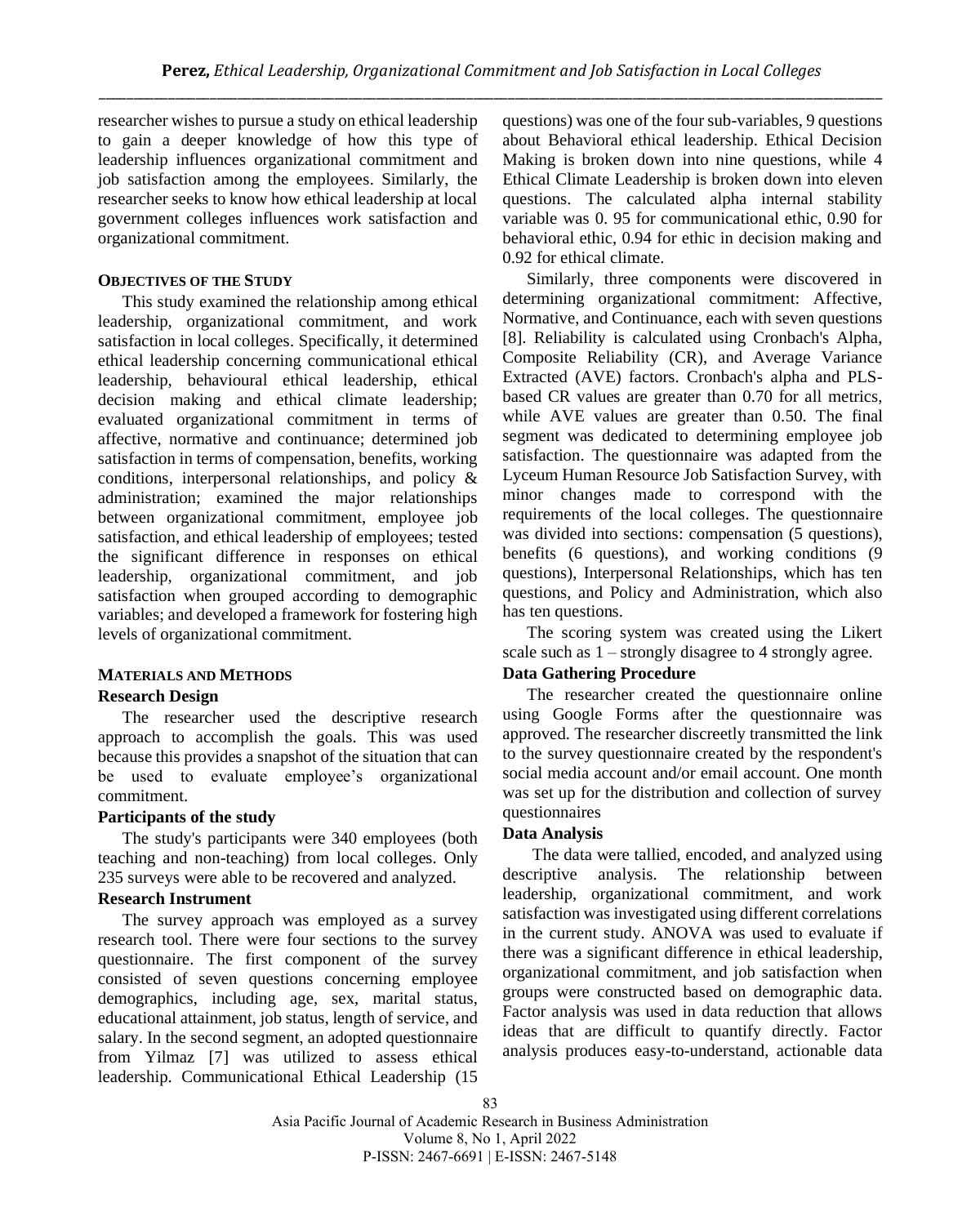researcher wishes to pursue a study on ethical leadership to gain a deeper knowledge of how this type of leadership influences organizational commitment and job satisfaction among the employees. Similarly, the researcher seeks to know how ethical leadership at local government colleges influences work satisfaction and organizational commitment.

## OBJECTIVES OF THE STUDY

This study examined the relationship among ethical leadership, organizational commitment, and work satisfaction in local colleges. Specifically, it determined ethical leadership concerning communicational ethical leadership, behavioural ethical leadership, ethical decision making and ethical climate leadership; evaluated organizational commitment in terms of affective, normative and continuance; determined job satisfaction in terms of compensation, benefits, working conditions, interpersonal relationships, and policy & administration; examined the major relationships between organizational commitment, employee job satisfaction, and ethical leadership of employees; tested the significant difference in responses on ethical leadership, organizational commitment, and job satisfaction when grouped according to demographic variables; and developed a framework for fostering high levels of organizational commitment.

## MATERIALS AND METHODS

### Research Design

The researcher used the descriptive research approach to accomplish the goals. This was used because this provides a snapshot of the situation that can be used to evaluate employee's organizational commitment.

### Participants of the study

The study's participants were 340 employees (both teaching and non-teaching) from local colleges. Only 235 surveys were able to be recovered and analyzed.

### Research Instrument

The survey approach was employed as a survey research tool. There were four sections to the survey questionnaire. The first component of the survey consisted of seven questions concerning employee demographics, including age, sex, marital status, educational attainment, job status, length of service, and salary. In the second segment, an adopted questionnaire from Yilmaz [7] was utilized to assess ethical leadership. Communicational Ethical Leadership (15 questions) was one of the four sub-variables, 9 questions about Behavioral ethical leadership. Ethical Decision Making is broken down into nine questions, while 4 Ethical Climate Leadership is broken down into eleven questions. The calculated alpha internal stability variable was 0. 95 for communicational ethic, 0.90 for behavioral ethic, 0.94 for ethic in decision making and 0.92 for ethical climate.

Similarly, three components were discovered in determining organizational commitment: Affective, Normative, and Continuance, each with seven questions [8]. Reliability is calculated using Cronbach's Alpha, Composite Reliability (CR), and Average Variance Extracted (AVE) factors. Cronbach's alpha and PLS-based CR values are greater than 0.70 for all metrics, while AVE values are greater than 0.50. The final segment was dedicated to determining employee job satisfaction. The questionnaire was adapted from the Lyceum Human Resource Job Satisfaction Survey, with minor changes made to correspond with the requirements of the local colleges. The questionnaire was divided into sections: compensation (5 questions), benefits (6 questions), and working conditions (9 questions), Interpersonal Relationships, which has ten questions, and Policy and Administration, which also has ten questions.

The scoring system was created using the Likert scale such as 1 – strongly disagree to 4 strongly agree.

### Data Gathering Procedure

The researcher created the questionnaire online using Google Forms after the questionnaire was approved. The researcher discreetly transmitted the link to the survey questionnaire created by the respondent's social media account and/or email account. One month was set up for the distribution and collection of survey questionnaires

### Data Analysis

The data were tallied, encoded, and analyzed using descriptive analysis. The relationship between leadership, organizational commitment, and work satisfaction was investigated using different correlations in the current study. ANOVA was used to evaluate if there was a significant difference in ethical leadership, organizational commitment, and job satisfaction when groups were constructed based on demographic data. Factor analysis was used in data reduction that allows ideas that are difficult to quantify directly. Factor analysis produces easy-to-understand, actionable data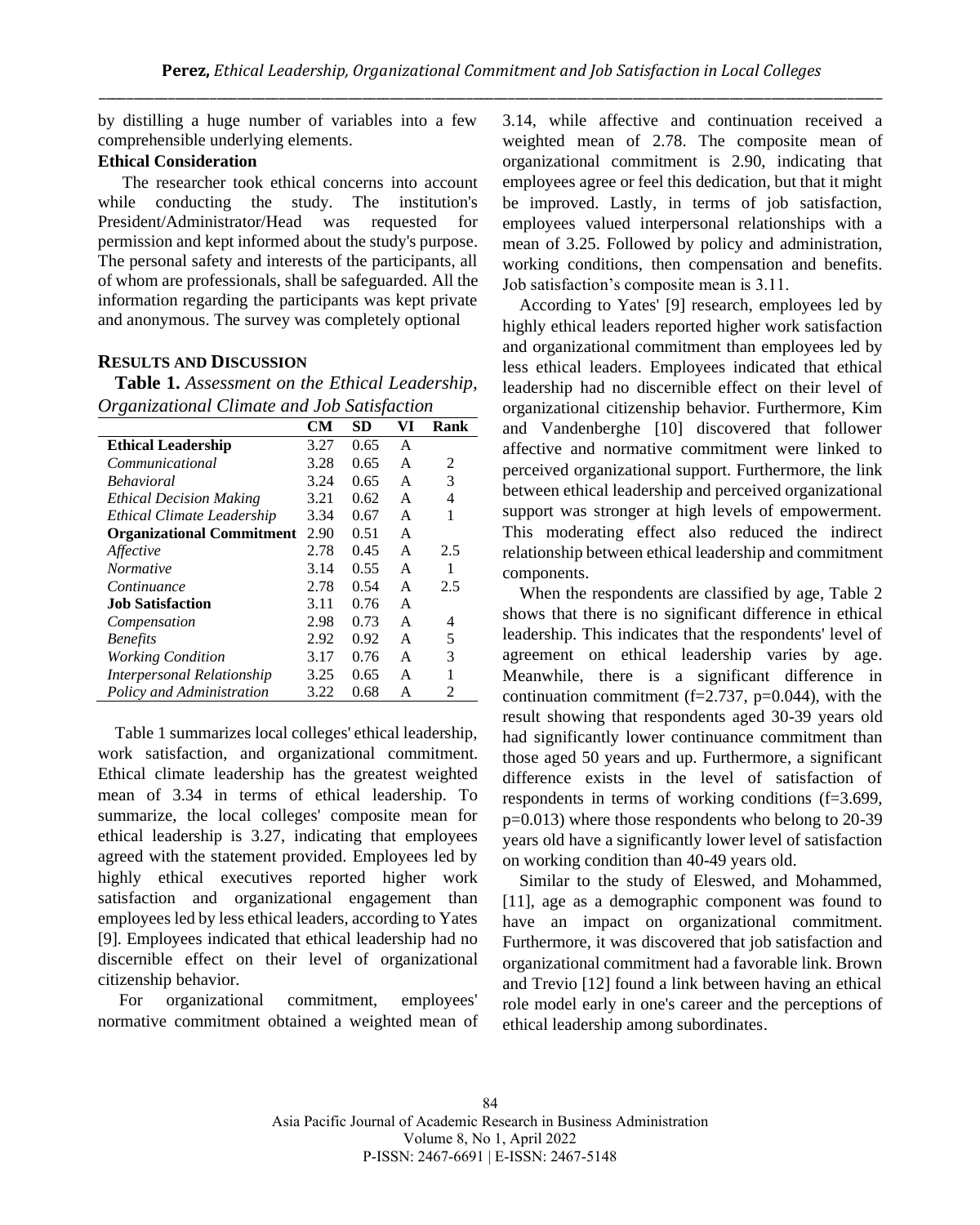by distilling a huge number of variables into a few comprehensible underlying elements.

### Ethical Consideration

The researcher took ethical concerns into account while conducting the study. The institution's President/Administrator/Head was requested for permission and kept informed about the study's purpose. The personal safety and interests of the participants, all of whom are professionals, shall be safeguarded. All the information regarding the participants was kept private and anonymous. The survey was completely optional

## RESULTS AND DISCUSSION

**Table 1.** *Assessment on the Ethical Leadership, Organizational Climate and Job Satisfaction*

| | CM | SD | VI | Rank |
|---|---|---|---|---|
| **Ethical Leadership** | 3.27 | 0.65 | A | |
| *Communicational* | 3.28 | 0.65 | A | 2 |
| *Behavioral* | 3.24 | 0.65 | A | 3 |
| *Ethical Decision Making* | 3.21 | 0.62 | A | 4 |
| *Ethical Climate Leadership* | 3.34 | 0.67 | A | 1 |
| **Organizational Commitment** | 2.90 | 0.51 | A | |
| *Affective* | 2.78 | 0.45 | A | 2.5 |
| *Normative* | 3.14 | 0.55 | A | 1 |
| *Continuance* | 2.78 | 0.54 | A | 2.5 |
| **Job Satisfaction** | 3.11 | 0.76 | A | |
| *Compensation* | 2.98 | 0.73 | A | 4 |
| *Benefits* | 2.92 | 0.92 | A | 5 |
| *Working Condition* | 3.17 | 0.76 | A | 3 |
| *Interpersonal Relationship* | 3.25 | 0.65 | A | 1 |
| *Policy and Administration* | 3.22 | 0.68 | A | 2 |

Table 1 summarizes local colleges' ethical leadership, work satisfaction, and organizational commitment. Ethical climate leadership has the greatest weighted mean of 3.34 in terms of ethical leadership. To summarize, the local colleges' composite mean for ethical leadership is 3.27, indicating that employees agreed with the statement provided. Employees led by highly ethical executives reported higher work satisfaction and organizational engagement than employees led by less ethical leaders, according to Yates [9]. Employees indicated that ethical leadership had no discernible effect on their level of organizational citizenship behavior.

For organizational commitment, employees' normative commitment obtained a weighted mean of 3.14, while affective and continuation received a weighted mean of 2.78. The composite mean of organizational commitment is 2.90, indicating that employees agree or feel this dedication, but that it might be improved. Lastly, in terms of job satisfaction, employees valued interpersonal relationships with a mean of 3.25. Followed by policy and administration, working conditions, then compensation and benefits. Job satisfaction's composite mean is 3.11.

According to Yates' [9] research, employees led by highly ethical leaders reported higher work satisfaction and organizational commitment than employees led by less ethical leaders. Employees indicated that ethical leadership had no discernible effect on their level of organizational citizenship behavior. Furthermore, Kim and Vandenberghe [10] discovered that follower affective and normative commitment were linked to perceived organizational support. Furthermore, the link between ethical leadership and perceived organizational support was stronger at high levels of empowerment. This moderating effect also reduced the indirect relationship between ethical leadership and commitment components.

When the respondents are classified by age, Table 2 shows that there is no significant difference in ethical leadership. This indicates that the respondents' level of agreement on ethical leadership varies by age. Meanwhile, there is a significant difference in continuation commitment ($f=2.737$, $p=0.044$), with the result showing that respondents aged 30-39 years old had significantly lower continuance commitment than those aged 50 years and up. Furthermore, a significant difference exists in the level of satisfaction of respondents in terms of working conditions ($f=3.699$, $p=0.013$) where those respondents who belong to 20-39 years old have a significantly lower level of satisfaction on working condition than 40-49 years old.

Similar to the study of Eleswed, and Mohammed, [11], age as a demographic component was found to have an impact on organizational commitment. Furthermore, it was discovered that job satisfaction and organizational commitment had a favorable link. Brown and Trevio [12] found a link between having an ethical role model early in one's career and the perceptions of ethical leadership among subordinates.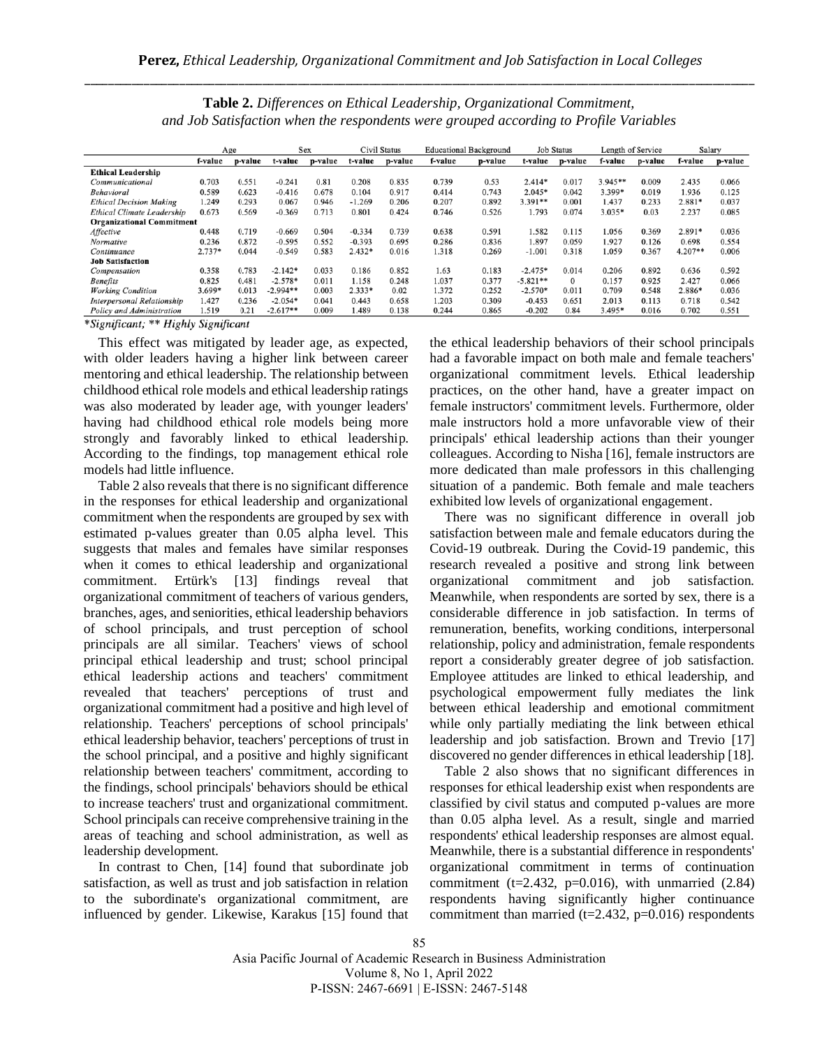**Table 2.** *Differences on Ethical Leadership, Organizational Commitment, and Job Satisfaction when the respondents were grouped according to Profile Variables*

| | Age | | Sex | | Civil Status | | Educational Background | | Job Status | | Length of Service | | Salary | |
|---|---|---|---|---|---|---|---|---|---|---|---|---|---|---|
| | f-value | p-value | t-value | p-value | t-value | p-value | f-value | p-value | t-value | p-value | f-value | p-value | f-value | p-value |
| **Ethical Leadership** | | | | | | | | | | | | | | |
| *Communicational* | 0.703 | 0.551 | -0.241 | 0.81 | 0.208 | 0.835 | 0.739 | 0.53 | 2.414* | 0.017 | 3.945** | 0.009 | 2.435 | 0.066 |
| *Behavioral* | 0.589 | 0.623 | -0.416 | 0.678 | 0.104 | 0.917 | 0.414 | 0.743 | 2.045* | 0.042 | 3.399* | 0.019 | 1.936 | 0.125 |
| *Ethical Decision Making* | 1.249 | 0.293 | 0.067 | 0.946 | -1.269 | 0.206 | 0.207 | 0.892 | 3.391** | 0.001 | 1.437 | 0.233 | 2.881* | 0.037 |
| *Ethical Climate Leadership* | 0.673 | 0.569 | -0.369 | 0.713 | 0.801 | 0.424 | 0.746 | 0.526 | 1.793 | 0.074 | 3.035* | 0.03 | 2.237 | 0.085 |
| **Organizational Commitment** | | | | | | | | | | | | | | |
| *Affective* | 0.448 | 0.719 | -0.669 | 0.504 | -0.334 | 0.739 | 0.638 | 0.591 | 1.582 | 0.115 | 1.056 | 0.369 | 2.891* | 0.036 |
| *Normative* | 0.236 | 0.872 | -0.595 | 0.552 | -0.393 | 0.695 | 0.286 | 0.836 | 1.897 | 0.059 | 1.927 | 0.126 | 0.698 | 0.554 |
| *Continuance* | 2.737* | 0.044 | -0.549 | 0.583 | 2.432* | 0.016 | 1.318 | 0.269 | -1.001 | 0.318 | 1.059 | 0.367 | 4.207** | 0.006 |
| **Job Satisfaction** | | | | | | | | | | | | | | |
| *Compensation* | 0.358 | 0.783 | -2.142* | 0.033 | 0.186 | 0.852 | 1.63 | 0.183 | -2.475* | 0.014 | 0.206 | 0.892 | 0.636 | 0.592 |
| *Benefits* | 0.825 | 0.481 | -2.578* | 0.011 | 1.158 | 0.248 | 1.037 | 0.377 | -5.821** | 0 | 0.157 | 0.925 | 2.427 | 0.066 |
| *Working Condition* | 3.699* | 0.013 | -2.994** | 0.003 | 2.333* | 0.02 | 1.372 | 0.252 | -2.570* | 0.011 | 0.709 | 0.548 | 2.886* | 0.036 |
| *Interpersonal Relationship* | 1.427 | 0.236 | -2.054* | 0.041 | 0.443 | 0.658 | 1.203 | 0.309 | -0.453 | 0.651 | 2.013 | 0.113 | 0.718 | 0.542 |
| *Policy and Administration* | 1.519 | 0.21 | -2.617** | 0.009 | 1.489 | 0.138 | 0.244 | 0.865 | -0.202 | 0.84 | 3.495* | 0.016 | 0.702 | 0.551 |

*\*Significant; \*\* Highly Significant*

This effect was mitigated by leader age, as expected, with older leaders having a higher link between career mentoring and ethical leadership. The relationship between childhood ethical role models and ethical leadership ratings was also moderated by leader age, with younger leaders' having had childhood ethical role models being more strongly and favorably linked to ethical leadership. According to the findings, top management ethical role models had little influence.

Table 2 also reveals that there is no significant difference in the responses for ethical leadership and organizational commitment when the respondents are grouped by sex with estimated p-values greater than 0.05 alpha level. This suggests that males and females have similar responses when it comes to ethical leadership and organizational commitment. Ertürk's [13] findings reveal that organizational commitment of teachers of various genders, branches, ages, and seniorities, ethical leadership behaviors of school principals, and trust perception of school principals are all similar. Teachers' views of school principal ethical leadership and trust; school principal ethical leadership actions and teachers' commitment revealed that teachers' perceptions of trust and organizational commitment had a positive and high level of relationship. Teachers' perceptions of school principals' ethical leadership behavior, teachers' perceptions of trust in the school principal, and a positive and highly significant relationship between teachers' commitment, according to the findings, school principals' behaviors should be ethical to increase teachers' trust and organizational commitment. School principals can receive comprehensive training in the areas of teaching and school administration, as well as leadership development.

In contrast to Chen, [14] found that subordinate job satisfaction, as well as trust and job satisfaction in relation to the subordinate's organizational commitment, are influenced by gender. Likewise, Karakus [15] found that the ethical leadership behaviors of their school principals had a favorable impact on both male and female teachers' organizational commitment levels. Ethical leadership practices, on the other hand, have a greater impact on female instructors' commitment levels. Furthermore, older male instructors hold a more unfavorable view of their principals' ethical leadership actions than their younger colleagues. According to Nisha [16], female instructors are more dedicated than male professors in this challenging situation of a pandemic. Both female and male teachers exhibited low levels of organizational engagement.

There was no significant difference in overall job satisfaction between male and female educators during the Covid-19 outbreak. During the Covid-19 pandemic, this research revealed a positive and strong link between organizational commitment and job satisfaction. Meanwhile, when respondents are sorted by sex, there is a considerable difference in job satisfaction. In terms of remuneration, benefits, working conditions, interpersonal relationship, policy and administration, female respondents report a considerably greater degree of job satisfaction. Employee attitudes are linked to ethical leadership, and psychological empowerment fully mediates the link between ethical leadership and emotional commitment while only partially mediating the link between ethical leadership and job satisfaction. Brown and Trevio [17] discovered no gender differences in ethical leadership [18].

Table 2 also shows that no significant differences in responses for ethical leadership exist when respondents are classified by civil status and computed p-values are more than 0.05 alpha level. As a result, single and married respondents' ethical leadership responses are almost equal. Meanwhile, there is a substantial difference in respondents' organizational commitment in terms of continuation commitment ($t=2.432$, $p=0.016$), with unmarried (2.84) respondents having significantly higher continuance commitment than married ($t=2.432$, $p=0.016$) respondents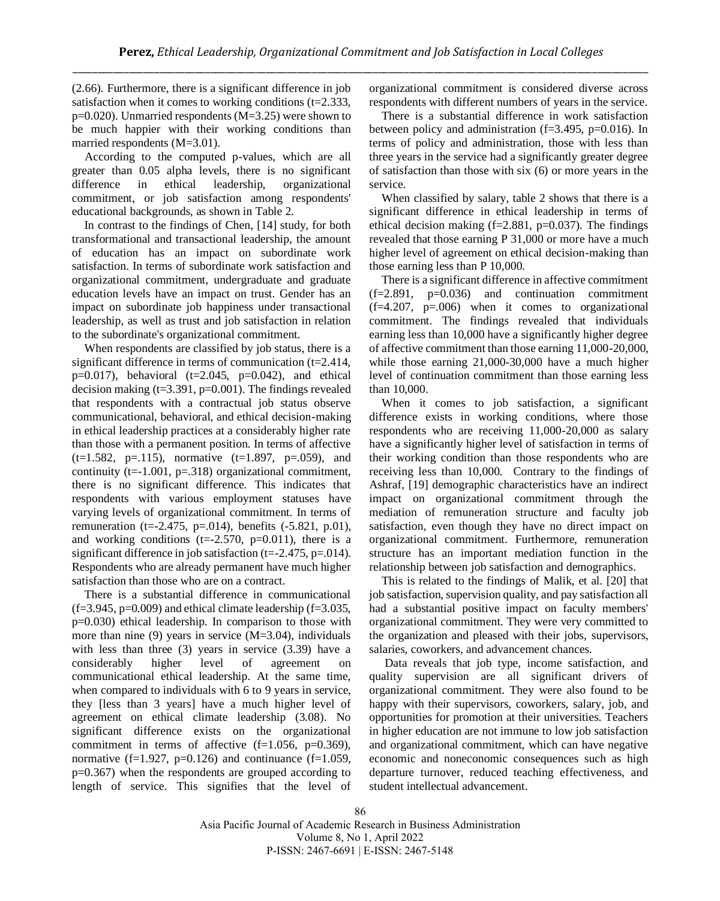(2.66). Furthermore, there is a significant difference in job satisfaction when it comes to working conditions (t=2.333, p=0.020). Unmarried respondents (M=3.25) were shown to be much happier with their working conditions than married respondents (M=3.01).

According to the computed p-values, which are all greater than 0.05 alpha levels, there is no significant difference in ethical leadership, organizational commitment, or job satisfaction among respondents' educational backgrounds, as shown in Table 2.

In contrast to the findings of Chen, [14] study, for both transformational and transactional leadership, the amount of education has an impact on subordinate work satisfaction. In terms of subordinate work satisfaction and organizational commitment, undergraduate and graduate education levels have an impact on trust. Gender has an impact on subordinate job happiness under transactional leadership, as well as trust and job satisfaction in relation to the subordinate's organizational commitment.

When respondents are classified by job status, there is a significant difference in terms of communication (t=2.414, p=0.017), behavioral (t=2.045, p=0.042), and ethical decision making (t=3.391, p=0.001). The findings revealed that respondents with a contractual job status observe communicational, behavioral, and ethical decision-making in ethical leadership practices at a considerably higher rate than those with a permanent position. In terms of affective (t=1.582, p=.115), normative (t=1.897, p=.059), and continuity (t=-1.001, p=.318) organizational commitment, there is no significant difference. This indicates that respondents with various employment statuses have varying levels of organizational commitment. In terms of remuneration (t=-2.475, p=.014), benefits (-5.821, p.01), and working conditions (t=-2.570, p=0.011), there is a significant difference in job satisfaction (t=-2.475, p=.014). Respondents who are already permanent have much higher satisfaction than those who are on a contract.

There is a substantial difference in communicational (f=3.945, p=0.009) and ethical climate leadership (f=3.035, p=0.030) ethical leadership. In comparison to those with more than nine (9) years in service (M=3.04), individuals with less than three (3) years in service (3.39) have a considerably higher level of agreement on communicational ethical leadership. At the same time, when compared to individuals with 6 to 9 years in service, they [less than 3 years] have a much higher level of agreement on ethical climate leadership (3.08). No significant difference exists on the organizational commitment in terms of affective (f=1.056, p=0.369), normative (f=1.927, p=0.126) and continuance (f=1.059, p=0.367) when the respondents are grouped according to length of service. This signifies that the level of organizational commitment is considered diverse across respondents with different numbers of years in the service.

There is a substantial difference in work satisfaction between policy and administration (f=3.495, p=0.016). In terms of policy and administration, those with less than three years in the service had a significantly greater degree of satisfaction than those with six (6) or more years in the service.

When classified by salary, table 2 shows that there is a significant difference in ethical leadership in terms of ethical decision making (f=2.881, p=0.037). The findings revealed that those earning P 31,000 or more have a much higher level of agreement on ethical decision-making than those earning less than P 10,000.

There is a significant difference in affective commitment (f=2.891, p=0.036) and continuation commitment (f=4.207, p=.006) when it comes to organizational commitment. The findings revealed that individuals earning less than 10,000 have a significantly higher degree of affective commitment than those earning 11,000-20,000, while those earning 21,000-30,000 have a much higher level of continuation commitment than those earning less than 10,000.

When it comes to job satisfaction, a significant difference exists in working conditions, where those respondents who are receiving 11,000-20,000 as salary have a significantly higher level of satisfaction in terms of their working condition than those respondents who are receiving less than 10,000. Contrary to the findings of Ashraf, [19] demographic characteristics have an indirect impact on organizational commitment through the mediation of remuneration structure and faculty job satisfaction, even though they have no direct impact on organizational commitment. Furthermore, remuneration structure has an important mediation function in the relationship between job satisfaction and demographics.

This is related to the findings of Malik, et al. [20] that job satisfaction, supervision quality, and pay satisfaction all had a substantial positive impact on faculty members' organizational commitment. They were very committed to the organization and pleased with their jobs, supervisors, salaries, coworkers, and advancement chances.

Data reveals that job type, income satisfaction, and quality supervision are all significant drivers of organizational commitment. They were also found to be happy with their supervisors, coworkers, salary, job, and opportunities for promotion at their universities. Teachers in higher education are not immune to low job satisfaction and organizational commitment, which can have negative economic and noneconomic consequences such as high departure turnover, reduced teaching effectiveness, and student intellectual advancement.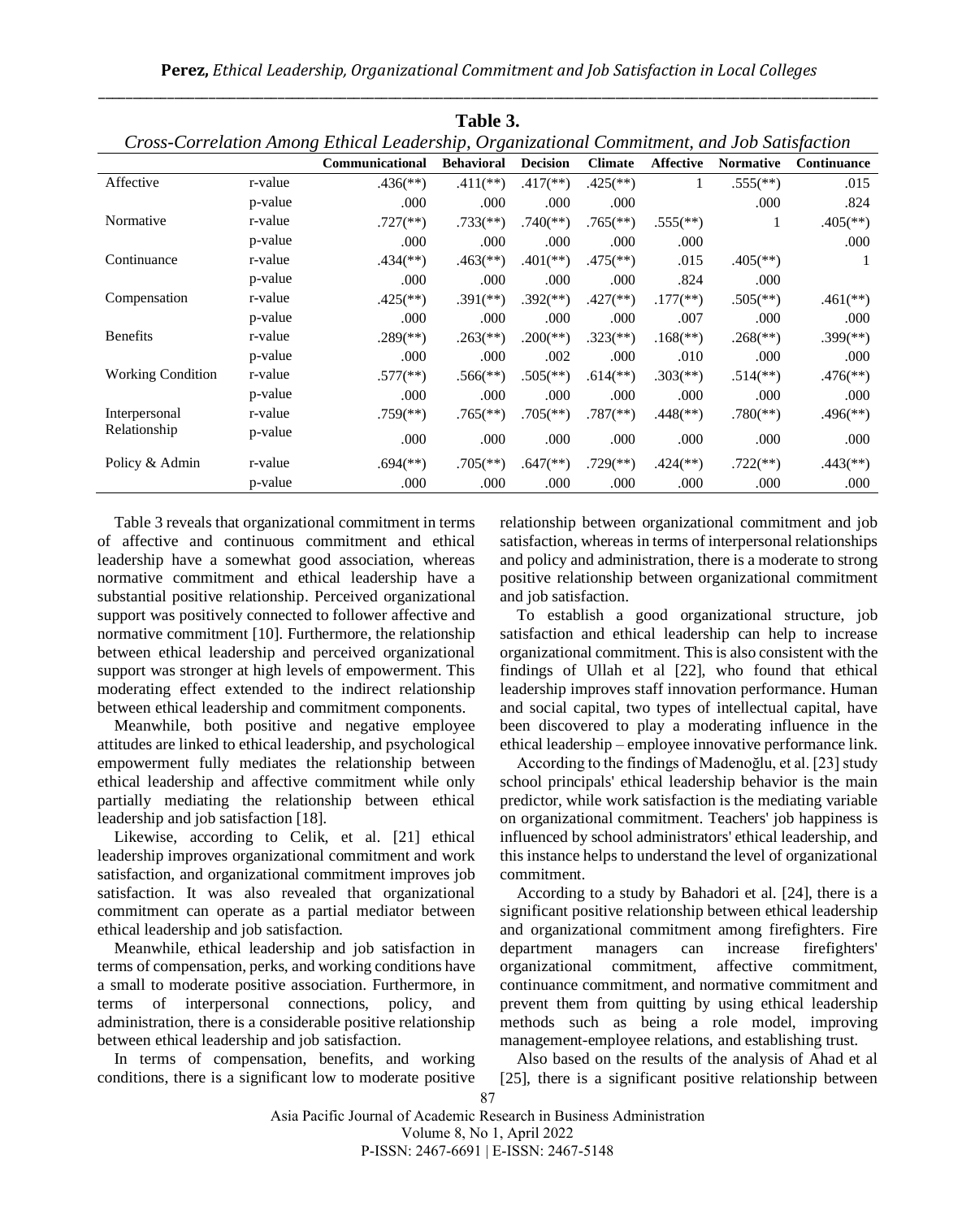**Table 3.**

*Cross-Correlation Among Ethical Leadership, Organizational Commitment, and Job Satisfaction*

| | | Communicational | Behavioral | Decision | Climate | Affective | Normative | Continuance |
|---|---|---|---|---|---|---|---|---|
| Affective | r-value | .436(**) | .411(**) | .417(**) | .425(**) | 1 | .555(**) | .015 |
| | p-value | .000 | .000 | .000 | .000 | | .000 | .824 |
| Normative | r-value | .727(**) | .733(**) | .740(**) | .765(**) | .555(**) | 1 | .405(**) |
| | p-value | .000 | .000 | .000 | .000 | .000 | | .000 |
| Continuance | r-value | .434(**) | .463(**) | .401(**) | .475(**) | .015 | .405(**) | 1 |
| | p-value | .000 | .000 | .000 | .000 | .824 | .000 | |
| Compensation | r-value | .425(**) | .391(**) | .392(**) | .427(**) | .177(**) | .505(**) | .461(**) |
| | p-value | .000 | .000 | .000 | .000 | .007 | .000 | .000 |
| Benefits | r-value | .289(**) | .263(**) | .200(**) | .323(**) | .168(**) | .268(**) | .399(**) |
| | p-value | .000 | .000 | .002 | .000 | .010 | .000 | .000 |
| Working Condition | r-value | .577(**) | .566(**) | .505(**) | .614(**) | .303(**) | .514(**) | .476(**) |
| | p-value | .000 | .000 | .000 | .000 | .000 | .000 | .000 |
| Interpersonal Relationship | r-value | .759(**) | .765(**) | .705(**) | .787(**) | .448(**) | .780(**) | .496(**) |
| | p-value | .000 | .000 | .000 | .000 | .000 | .000 | .000 |
| Policy & Admin | r-value | .694(**) | .705(**) | .647(**) | .729(**) | .424(**) | .722(**) | .443(**) |
| | p-value | .000 | .000 | .000 | .000 | .000 | .000 | .000 |

Table 3 reveals that organizational commitment in terms of affective and continuous commitment and ethical leadership have a somewhat good association, whereas normative commitment and ethical leadership have a substantial positive relationship. Perceived organizational support was positively connected to follower affective and normative commitment [10]. Furthermore, the relationship between ethical leadership and perceived organizational support was stronger at high levels of empowerment. This moderating effect extended to the indirect relationship between ethical leadership and commitment components.

Meanwhile, both positive and negative employee attitudes are linked to ethical leadership, and psychological empowerment fully mediates the relationship between ethical leadership and affective commitment while only partially mediating the relationship between ethical leadership and job satisfaction [18].

Likewise, according to Celik, et al. [21] ethical leadership improves organizational commitment and work satisfaction, and organizational commitment improves job satisfaction. It was also revealed that organizational commitment can operate as a partial mediator between ethical leadership and job satisfaction.

Meanwhile, ethical leadership and job satisfaction in terms of compensation, perks, and working conditions have a small to moderate positive association. Furthermore, in terms of interpersonal connections, policy, and administration, there is a considerable positive relationship between ethical leadership and job satisfaction.

In terms of compensation, benefits, and working conditions, there is a significant low to moderate positive relationship between organizational commitment and job satisfaction, whereas in terms of interpersonal relationships and policy and administration, there is a moderate to strong positive relationship between organizational commitment and job satisfaction.

To establish a good organizational structure, job satisfaction and ethical leadership can help to increase organizational commitment. This is also consistent with the findings of Ullah et al [22], who found that ethical leadership improves staff innovation performance. Human and social capital, two types of intellectual capital, have been discovered to play a moderating influence in the ethical leadership – employee innovative performance link.

According to the findings of Madenoğlu, et al. [23] study school principals' ethical leadership behavior is the main predictor, while work satisfaction is the mediating variable on organizational commitment. Teachers' job happiness is influenced by school administrators' ethical leadership, and this instance helps to understand the level of organizational commitment.

According to a study by Bahadori et al. [24], there is a significant positive relationship between ethical leadership and organizational commitment among firefighters. Fire department managers can increase firefighters' organizational commitment, affective commitment, continuance commitment, and normative commitment and prevent them from quitting by using ethical leadership methods such as being a role model, improving management-employee relations, and establishing trust.

Also based on the results of the analysis of Ahad et al [25], there is a significant positive relationship between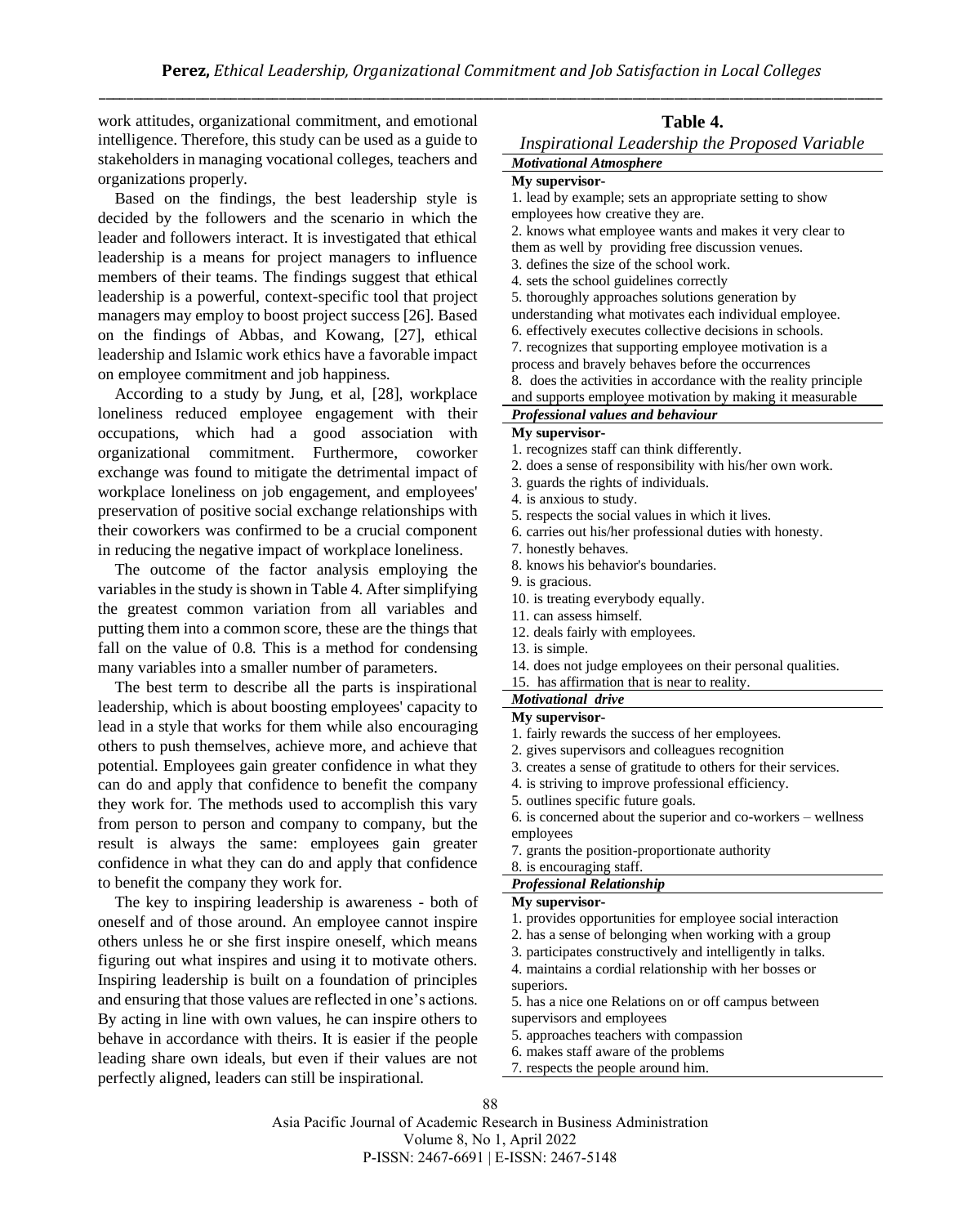work attitudes, organizational commitment, and emotional intelligence. Therefore, this study can be used as a guide to stakeholders in managing vocational colleges, teachers and organizations properly.

Based on the findings, the best leadership style is decided by the followers and the scenario in which the leader and followers interact. It is investigated that ethical leadership is a means for project managers to influence members of their teams. The findings suggest that ethical leadership is a powerful, context-specific tool that project managers may employ to boost project success [26]. Based on the findings of Abbas, and Kowang, [27], ethical leadership and Islamic work ethics have a favorable impact on employee commitment and job happiness.

According to a study by Jung, et al, [28], workplace loneliness reduced employee engagement with their occupations, which had a good association with organizational commitment. Furthermore, coworker exchange was found to mitigate the detrimental impact of workplace loneliness on job engagement, and employees' preservation of positive social exchange relationships with their coworkers was confirmed to be a crucial component in reducing the negative impact of workplace loneliness.

The outcome of the factor analysis employing the variables in the study is shown in Table 4. After simplifying the greatest common variation from all variables and putting them into a common score, these are the things that fall on the value of 0.8. This is a method for condensing many variables into a smaller number of parameters.

The best term to describe all the parts is inspirational leadership, which is about boosting employees' capacity to lead in a style that works for them while also encouraging others to push themselves, achieve more, and achieve that potential. Employees gain greater confidence in what they can do and apply that confidence to benefit the company they work for. The methods used to accomplish this vary from person to person and company to company, but the result is always the same: employees gain greater confidence in what they can do and apply that confidence to benefit the company they work for.

The key to inspiring leadership is awareness - both of oneself and of those around. An employee cannot inspire others unless he or she first inspire oneself, which means figuring out what inspires and using it to motivate others. Inspiring leadership is built on a foundation of principles and ensuring that those values are reflected in one's actions. By acting in line with own values, he can inspire others to behave in accordance with theirs. It is easier if the people leading share own ideals, but even if their values are not perfectly aligned, leaders can still be inspirational.

**Table 4.**
*Inspirational Leadership the Proposed Variable*

***Motivational Atmosphere***

**My supervisor-**

1. lead by example; sets an appropriate setting to show employees how creative they are.
2. knows what employee wants and makes it very clear to them as well by providing free discussion venues.
3. defines the size of the school work.
4. sets the school guidelines correctly
5. thoroughly approaches solutions generation by understanding what motivates each individual employee.
6. effectively executes collective decisions in schools.
7. recognizes that supporting employee motivation is a process and bravely behaves before the occurrences
8. does the activities in accordance with the reality principle and supports employee motivation by making it measurable

***Professional values and behaviour***

**My supervisor-**

1. recognizes staff can think differently.
2. does a sense of responsibility with his/her own work.
3. guards the rights of individuals.
4. is anxious to study.
5. respects the social values in which it lives.
6. carries out his/her professional duties with honesty.
7. honestly behaves.
8. knows his behavior's boundaries.
9. is gracious.
10. is treating everybody equally.
11. can assess himself.
12. deals fairly with employees.
13. is simple.
14. does not judge employees on their personal qualities.
15. has affirmation that is near to reality.

***Motivational drive***

**My supervisor-**

1. fairly rewards the success of her employees.
2. gives supervisors and colleagues recognition
3. creates a sense of gratitude to others for their services.
4. is striving to improve professional efficiency.
5. outlines specific future goals.
6. is concerned about the superior and co-workers – wellness employees
7. grants the position-proportionate authority
8. is encouraging staff.

***Professional Relationship***

**My supervisor-**

1. provides opportunities for employee social interaction
2. has a sense of belonging when working with a group
3. participates constructively and intelligently in talks.
4. maintains a cordial relationship with her bosses or superiors.
5. has a nice one Relations on or off campus between supervisors and employees
5. approaches teachers with compassion
6. makes staff aware of the problems
7. respects the people around him.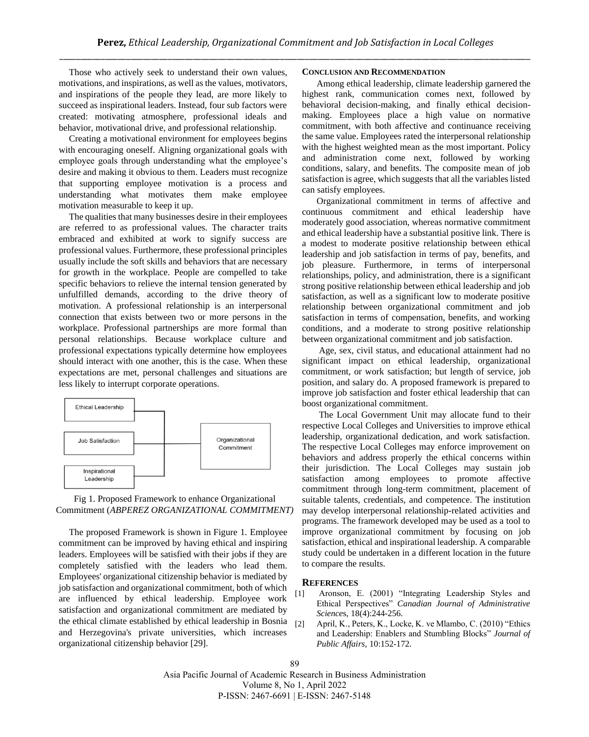Those who actively seek to understand their own values, motivations, and inspirations, as well as the values, motivators, and inspirations of the people they lead, are more likely to succeed as inspirational leaders. Instead, four sub factors were created: motivating atmosphere, professional ideals and behavior, motivational drive, and professional relationship.

Creating a motivational environment for employees begins with encouraging oneself. Aligning organizational goals with employee goals through understanding what the employee's desire and making it obvious to them. Leaders must recognize that supporting employee motivation is a process and understanding what motivates them make employee motivation measurable to keep it up.

The qualities that many businesses desire in their employees are referred to as professional values. The character traits embraced and exhibited at work to signify success are professional values. Furthermore, these professional principles usually include the soft skills and behaviors that are necessary for growth in the workplace. People are compelled to take specific behaviors to relieve the internal tension generated by unfulfilled demands, according to the drive theory of motivation. A professional relationship is an interpersonal connection that exists between two or more persons in the workplace. Professional partnerships are more formal than personal relationships. Because workplace culture and professional expectations typically determine how employees should interact with one another, this is the case. When these expectations are met, personal challenges and situations are less likely to interrupt corporate operations.

Ethical Leadership

Job Satisfaction

Inspirational Leadership

Organizational Commitment

Fig 1. Proposed Framework to enhance Organizational Commitment (*ABPEREZ ORGANIZATIONAL COMMITMENT)*

The proposed Framework is shown in Figure 1. Employee commitment can be improved by having ethical and inspiring leaders. Employees will be satisfied with their jobs if they are completely satisfied with the leaders who lead them. Employees' organizational citizenship behavior is mediated by job satisfaction and organizational commitment, both of which are influenced by ethical leadership. Employee work satisfaction and organizational commitment are mediated by the ethical climate established by ethical leadership in Bosnia and Herzegovina's private universities, which increases organizational citizenship behavior [29].

## CONCLUSION AND RECOMMENDATION

Among ethical leadership, climate leadership garnered the highest rank, communication comes next, followed by behavioral decision-making, and finally ethical decision-making. Employees place a high value on normative commitment, with both affective and continuance receiving the same value. Employees rated the interpersonal relationship with the highest weighted mean as the most important. Policy and administration come next, followed by working conditions, salary, and benefits. The composite mean of job satisfaction is agree, which suggests that all the variables listed can satisfy employees.

Organizational commitment in terms of affective and continuous commitment and ethical leadership have moderately good association, whereas normative commitment and ethical leadership have a substantial positive link. There is a modest to moderate positive relationship between ethical leadership and job satisfaction in terms of pay, benefits, and job pleasure. Furthermore, in terms of interpersonal relationships, policy, and administration, there is a significant strong positive relationship between ethical leadership and job satisfaction, as well as a significant low to moderate positive relationship between organizational commitment and job satisfaction in terms of compensation, benefits, and working conditions, and a moderate to strong positive relationship between organizational commitment and job satisfaction.

Age, sex, civil status, and educational attainment had no significant impact on ethical leadership, organizational commitment, or work satisfaction; but length of service, job position, and salary do. A proposed framework is prepared to improve job satisfaction and foster ethical leadership that can boost organizational commitment.

The Local Government Unit may allocate fund to their respective Local Colleges and Universities to improve ethical leadership, organizational dedication, and work satisfaction. The respective Local Colleges may enforce improvement on behaviors and address properly the ethical concerns within their jurisdiction. The Local Colleges may sustain job satisfaction among employees to promote affective commitment through long-term commitment, placement of suitable talents, credentials, and competence. The institution may develop interpersonal relationship-related activities and programs. The framework developed may be used as a tool to improve organizational commitment by focusing on job satisfaction, ethical and inspirational leadership. A comparable study could be undertaken in a different location in the future to compare the results.

## REFERENCES

[1] Aronson, E. (2001) "Integrating Leadership Styles and Ethical Perspectives" *Canadian Journal of Administrative Sciences*, 18(4):244-256.

[2] April, K., Peters, K., Locke, K. ve Mlambo, C. (2010) "Ethics and Leadership: Enablers and Stumbling Blocks" *Journal of Public Affairs*, 10:152-172.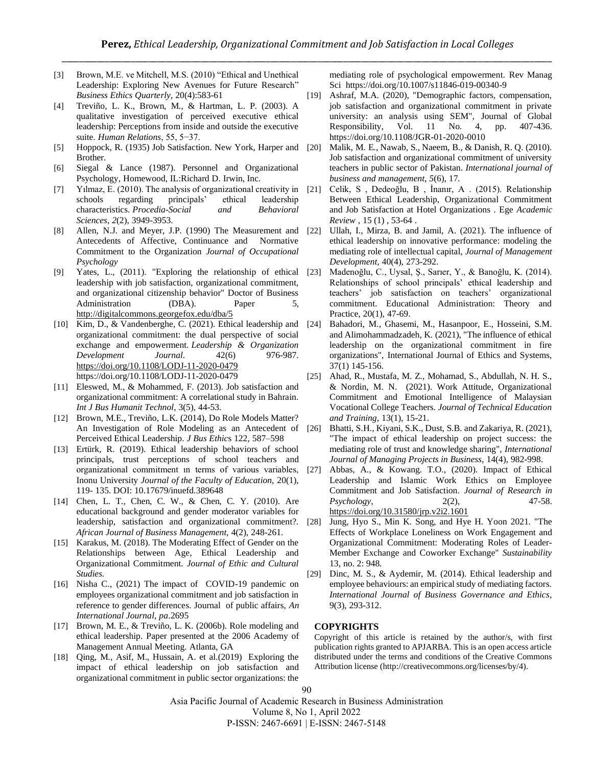[3] Brown, M.E. ve Mitchell, M.S. (2010) "Ethical and Unethical Leadership: Exploring New Avenues for Future Research" *Business Ethics Quarterly*, 20(4):583-61

[4] Treviño, L. K., Brown, M., & Hartman, L. P. (2003). A qualitative investigation of perceived executive ethical leadership: Perceptions from inside and outside the executive suite. *Human Relations*, 55, 5−37.

[5] Hoppock, R. (1935) Job Satisfaction. New York, Harper and Brother.

[6] Siegal & Lance (1987). Personnel and Organizational Psychology, Homewood, IL:Richard D. Irwin, Inc.

[7] Yılmaz, E. (2010). The analysis of organizational creativity in schools regarding principals' ethical leadership characteristics. *Procedia-Social and Behavioral Sciences*, *2*(2), 3949-3953.

[8] Allen, N.J. and Meyer, J.P. (1990) The Measurement and Antecedents of Affective, Continuance and Normative Commitment to the Organization *Journal of Occupational Psychology*

[9] Yates, L., (2011). "Exploring the relationship of ethical leadership with job satisfaction, organizational commitment, and organizational citizenship behavior" Doctor of Business Administration (DBA). Paper 5, http://digitalcommons.georgefox.edu/dba/5

[10] Kim, D., & Vandenberghe, C. (2021). Ethical leadership and organizational commitment: the dual perspective of social exchange and empowerment. *Leadership & Organization Development Journal*. 42(6) 976-987. https://doi.org/10.1108/LODJ-11-2020-0479 https://doi.org/10.1108/LODJ-11-2020-0479

[11] Eleswed, M., & Mohammed, F. (2013). Job satisfaction and organizational commitment: A correlational study in Bahrain. *Int J Bus Humanit Technol*, 3(5), 44-53.

[12] Brown, M.E., Treviño, L.K. (2014), Do Role Models Matter? An Investigation of Role Modeling as an Antecedent of Perceived Ethical Leadership. *J Bus Ethics* 122, 587–598

[13] Ertürk, R. (2019). Ethical leadership behaviors of school principals, trust perceptions of school teachers and organizational commitment ın terms of various variables, Inonu University *Journal of the Faculty of Education*, 20(1), 119- 135. DOI: 10.17679/inuefd.389648

[14] Chen, L. T., Chen, C. W., & Chen, C. Y. (2010). Are educational background and gender moderator variables for leadership, satisfaction and organizational commitment?. *African Journal of Business Management*, 4(2), 248-261.

[15] Karakus, M. (2018). The Moderating Effect of Gender on the Relationships between Age, Ethical Leadership and Organizational Commitment. *Journal of Ethic and Cultural Studies.*

[16] Nisha C., (2021) The impact of COVID-19 pandemic on employees organizational commitment and job satisfaction in reference to gender differences. Journal of public affairs, *An International Journal, pa*.2695

[17] Brown, M. E., & Treviño, L. K. (2006b). Role modeling and ethical leadership. Paper presented at the 2006 Academy of Management Annual Meeting. Atlanta, GA

[18] Qing, M., Asif, M., Hussain, A. et al.(2019) Exploring the impact of ethical leadership on job satisfaction and organizational commitment in public sector organizations: the mediating role of psychological empowerment. Rev Manag Sci https://doi.org/10.1007/s11846-019-00340-9

[19] Ashraf, M.A. (2020), "Demographic factors, compensation, job satisfaction and organizational commitment in private university: an analysis using SEM", Journal of Global Responsibility, Vol. 11 No. 4, pp. 407-436. https://doi.org/10.1108/JGR-01-2020-0010

[20] Malik, M. E., Nawab, S., Naeem, B., & Danish, R. Q. (2010). Job satisfaction and organizational commitment of university teachers in public sector of Pakistan. *International journal of business and management*, *5*(6), 17.

[21] Celik, S , Dedeoğlu, B , İnanır, A . (2015). Relationship Between Ethical Leadership, Organizational Commitment and Job Satisfaction at Hotel Organizations . Ege *Academic Review* , 15 (1) , 53-64 .

[22] Ullah, I., Mirza, B. and Jamil, A. (2021). The influence of ethical leadership on innovative performance: modeling the mediating role of intellectual capital, *Journal of Management Development*, 40(4), 273-292.

[23] Madenoğlu, C., Uysal, Ş., Sarıer, Y., & Banoğlu, K. (2014). Relationships of school principals' ethical leadership and teachers' job satisfaction on teachers' organizational commitment. Educational Administration: Theory and Practice, 20(1), 47-69.

[24] Bahadori, M., Ghasemi, M., Hasanpoor, E., Hosseini, S.M. and Alimohammadzadeh, K. (2021), "The influence of ethical leadership on the organizational commitment in fire organizations", International Journal of Ethics and Systems, 37(1) 145-156.

[25] Ahad, R., Mustafa, M. Z., Mohamad, S., Abdullah, N. H. S., & Nordin, M. N. (2021). Work Attitude, Organizational Commitment and Emotional Intelligence of Malaysian Vocational College Teachers. *Journal of Technical Education and Training*, 13(1), 15-21.

[26] Bhatti, S.H., Kiyani, S.K., Dust, S.B. and Zakariya, R. (2021), "The impact of ethical leadership on project success: the mediating role of trust and knowledge sharing", *International Journal of Managing Projects in Business*, 14(4), 982-998.

[27] Abbas, A., & Kowang. T.O., (2020). Impact of Ethical Leadership and Islamic Work Ethics on Employee Commitment and Job Satisfaction. *Journal of Research in Psychology*, 2(2), 47-58. https://doi.org/10.31580/jrp.v2i2.1601

[28] Jung, Hyo S., Min K. Song, and Hye H. Yoon 2021. "The Effects of Workplace Loneliness on Work Engagement and Organizational Commitment: Moderating Roles of Leader-Member Exchange and Coworker Exchange" *Sustainability* 13, no. 2: 948.

[29] Dinc, M. S., & Aydemir, M. (2014). Ethical leadership and employee behaviours: an empirical study of mediating factors. *International Journal of Business Governance and Ethics*, 9(3), 293-312.

## COPYRIGHTS

Copyright of this article is retained by the author/s, with first publication rights granted to APJARBA. This is an open access article distributed under the terms and conditions of the Creative Commons Attribution license (http://creativecommons.org/licenses/by/4).